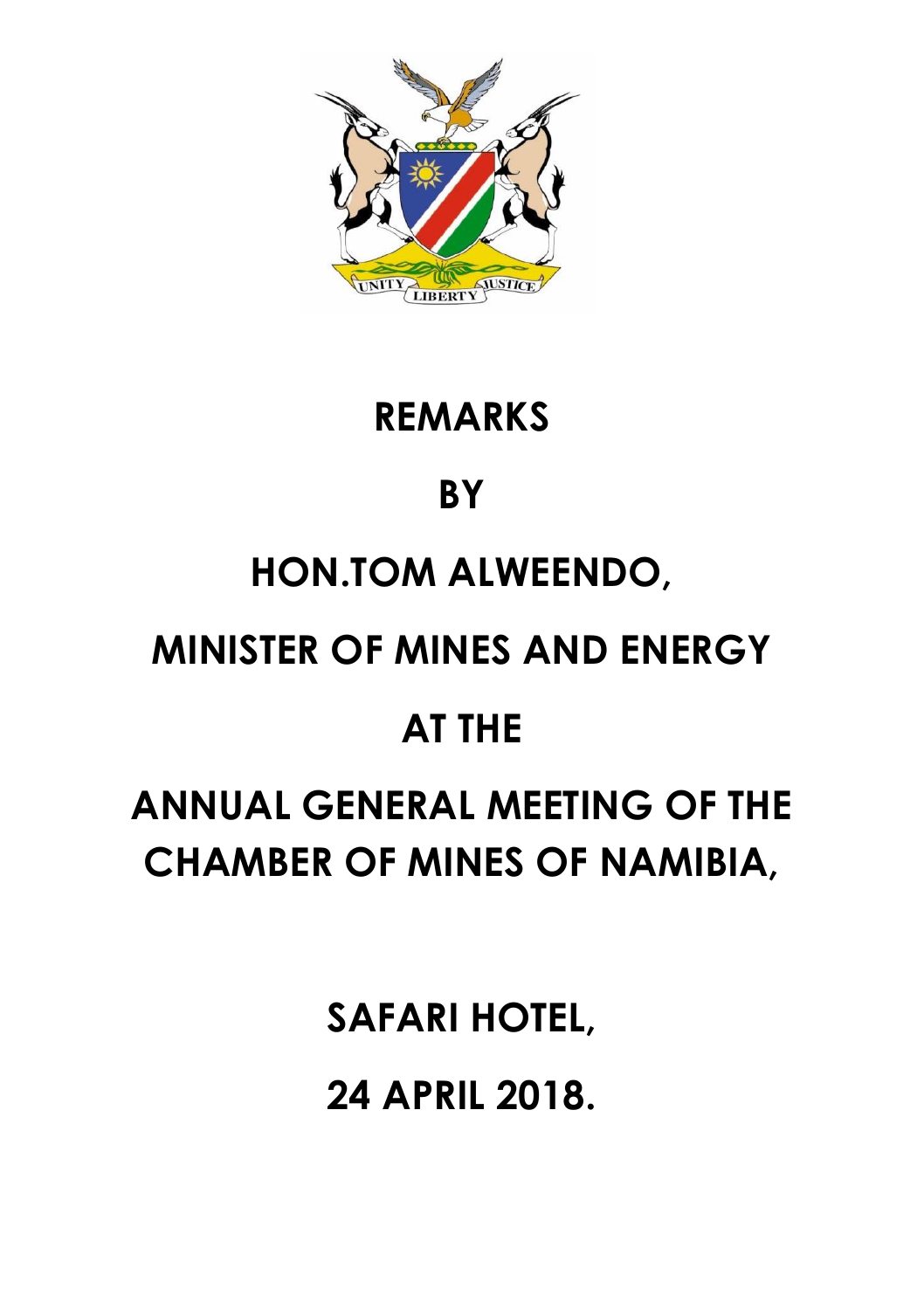# REMARKS

# BY

# HON.TOM ALWEENDO,

# MINISTER OF MINES AND ENERGY

# AT THE

# ANNUAL GENERAL MEETING OF THE CHAMBER OF MINES OF NAMIBIA,

# SAFARI HOTEL,

# 24 APRIL 2018.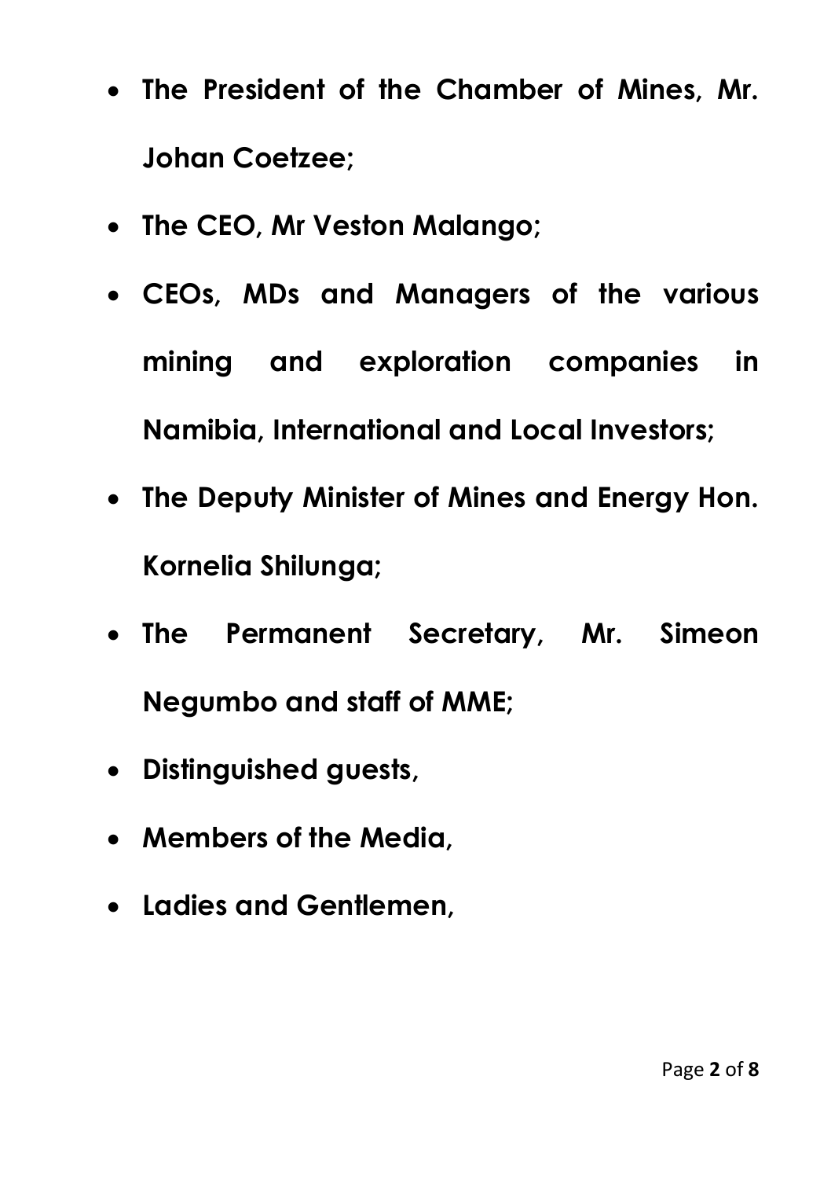- **The President of the Chamber of Mines, Mr. Johan Coetzee;**
- **The CEO, Mr Veston Malango;**
- **CEOs, MDs and Managers of the various mining and exploration companies in Namibia, International and Local Investors;**
- **The Deputy Minister of Mines and Energy Hon. Kornelia Shilunga;**
- **The Permanent Secretary, Mr. Simeon Negumbo and staff of MME;**
- **Distinguished guests,**
- **Members of the Media,**
- **Ladies and Gentlemen,**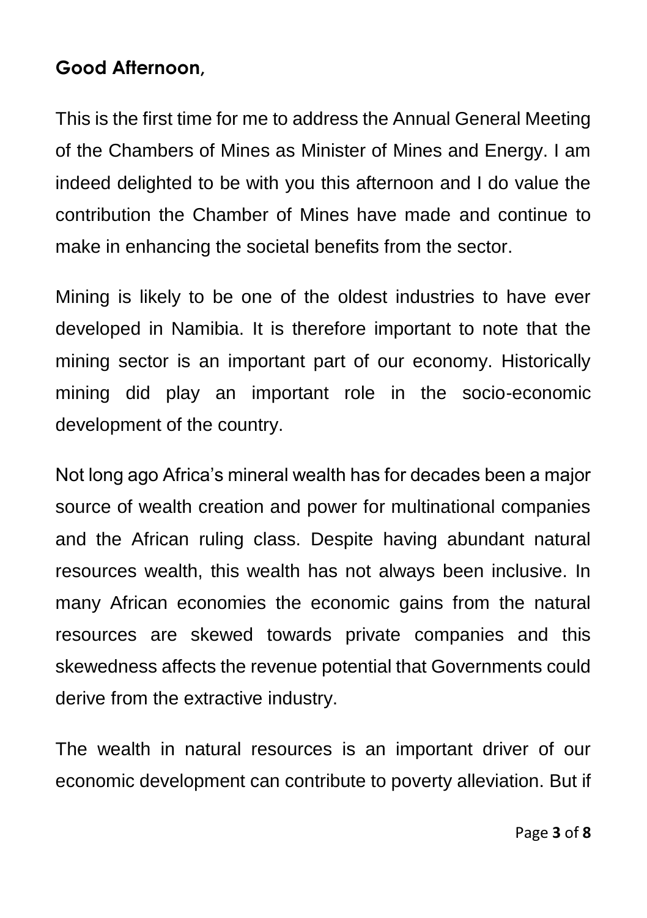**Good Afternoon,**

This is the first time for me to address the Annual General Meeting of the Chambers of Mines as Minister of Mines and Energy. I am indeed delighted to be with you this afternoon and I do value the contribution the Chamber of Mines have made and continue to make in enhancing the societal benefits from the sector.

Mining is likely to be one of the oldest industries to have ever developed in Namibia. It is therefore important to note that the mining sector is an important part of our economy. Historically mining did play an important role in the socio-economic development of the country.

Not long ago Africa's mineral wealth has for decades been a major source of wealth creation and power for multinational companies and the African ruling class. Despite having abundant natural resources wealth, this wealth has not always been inclusive. In many African economies the economic gains from the natural resources are skewed towards private companies and this skewedness affects the revenue potential that Governments could derive from the extractive industry.

The wealth in natural resources is an important driver of our economic development can contribute to poverty alleviation. But if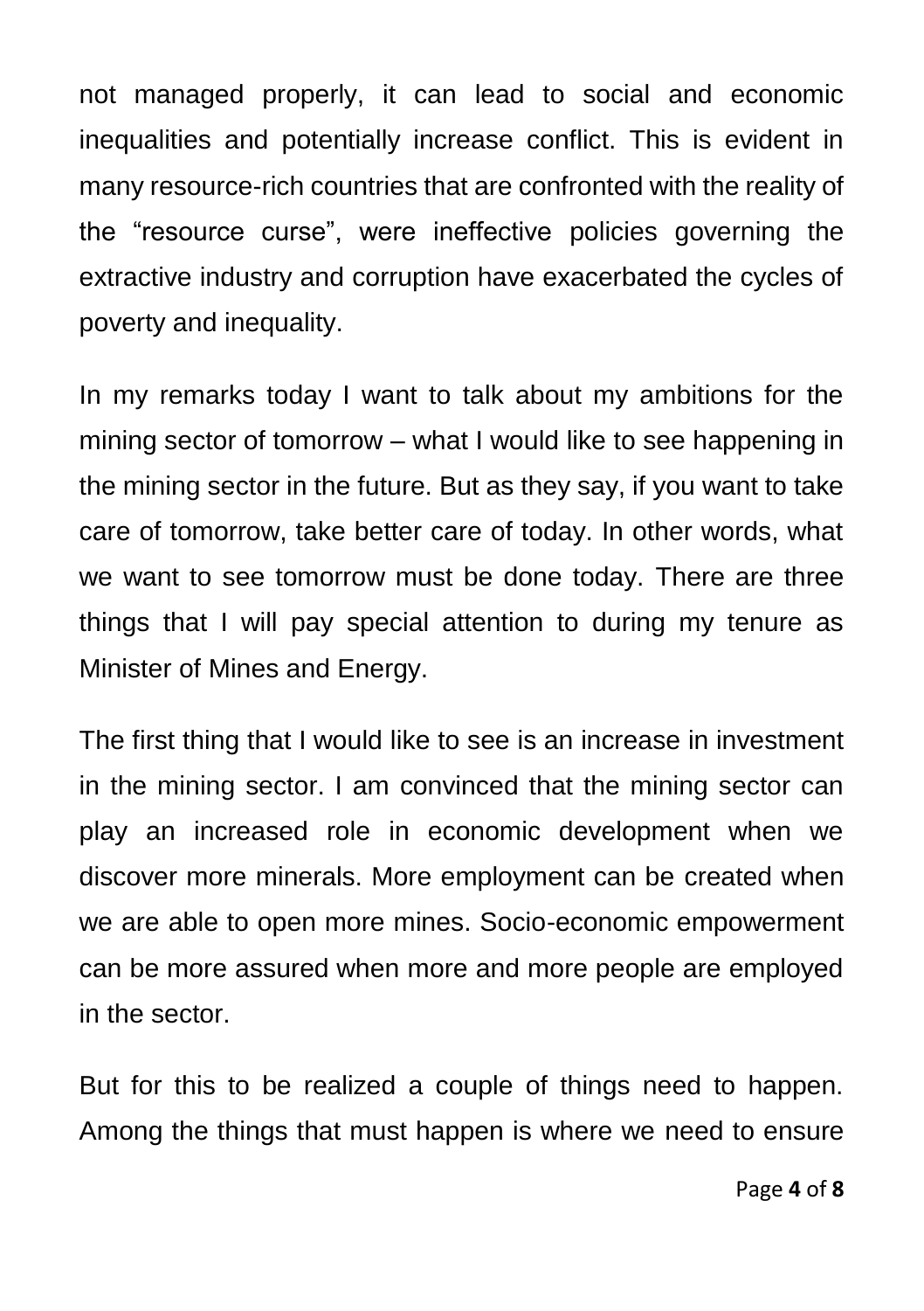not managed properly, it can lead to social and economic inequalities and potentially increase conflict. This is evident in many resource-rich countries that are confronted with the reality of the "resource curse", were ineffective policies governing the extractive industry and corruption have exacerbated the cycles of poverty and inequality.

In my remarks today I want to talk about my ambitions for the mining sector of tomorrow – what I would like to see happening in the mining sector in the future. But as they say, if you want to take care of tomorrow, take better care of today. In other words, what we want to see tomorrow must be done today. There are three things that I will pay special attention to during my tenure as Minister of Mines and Energy.

The first thing that I would like to see is an increase in investment in the mining sector. I am convinced that the mining sector can play an increased role in economic development when we discover more minerals. More employment can be created when we are able to open more mines. Socio-economic empowerment can be more assured when more and more people are employed in the sector.

But for this to be realized a couple of things need to happen. Among the things that must happen is where we need to ensure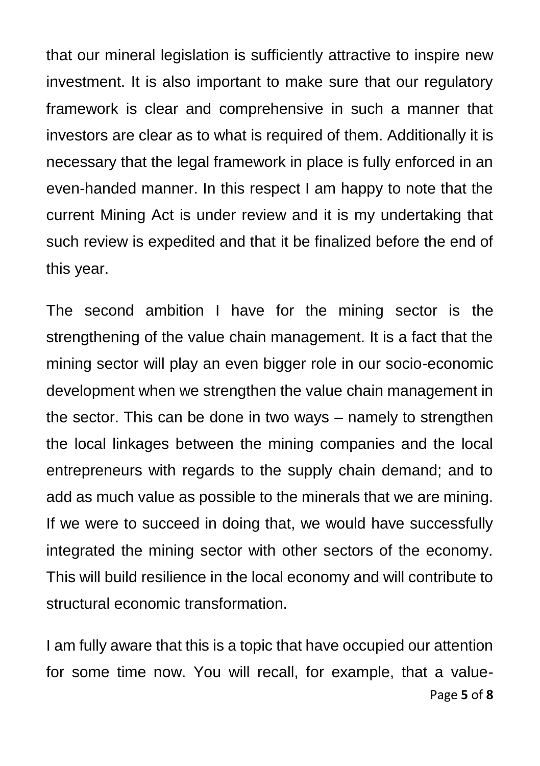that our mineral legislation is sufficiently attractive to inspire new investment. It is also important to make sure that our regulatory framework is clear and comprehensive in such a manner that investors are clear as to what is required of them. Additionally it is necessary that the legal framework in place is fully enforced in an even-handed manner. In this respect I am happy to note that the current Mining Act is under review and it is my undertaking that such review is expedited and that it be finalized before the end of this year.

The second ambition I have for the mining sector is the strengthening of the value chain management. It is a fact that the mining sector will play an even bigger role in our socio-economic development when we strengthen the value chain management in the sector. This can be done in two ways – namely to strengthen the local linkages between the mining companies and the local entrepreneurs with regards to the supply chain demand; and to add as much value as possible to the minerals that we are mining. If we were to succeed in doing that, we would have successfully integrated the mining sector with other sectors of the economy. This will build resilience in the local economy and will contribute to structural economic transformation.

I am fully aware that this is a topic that have occupied our attention for some time now. You will recall, for example, that a value-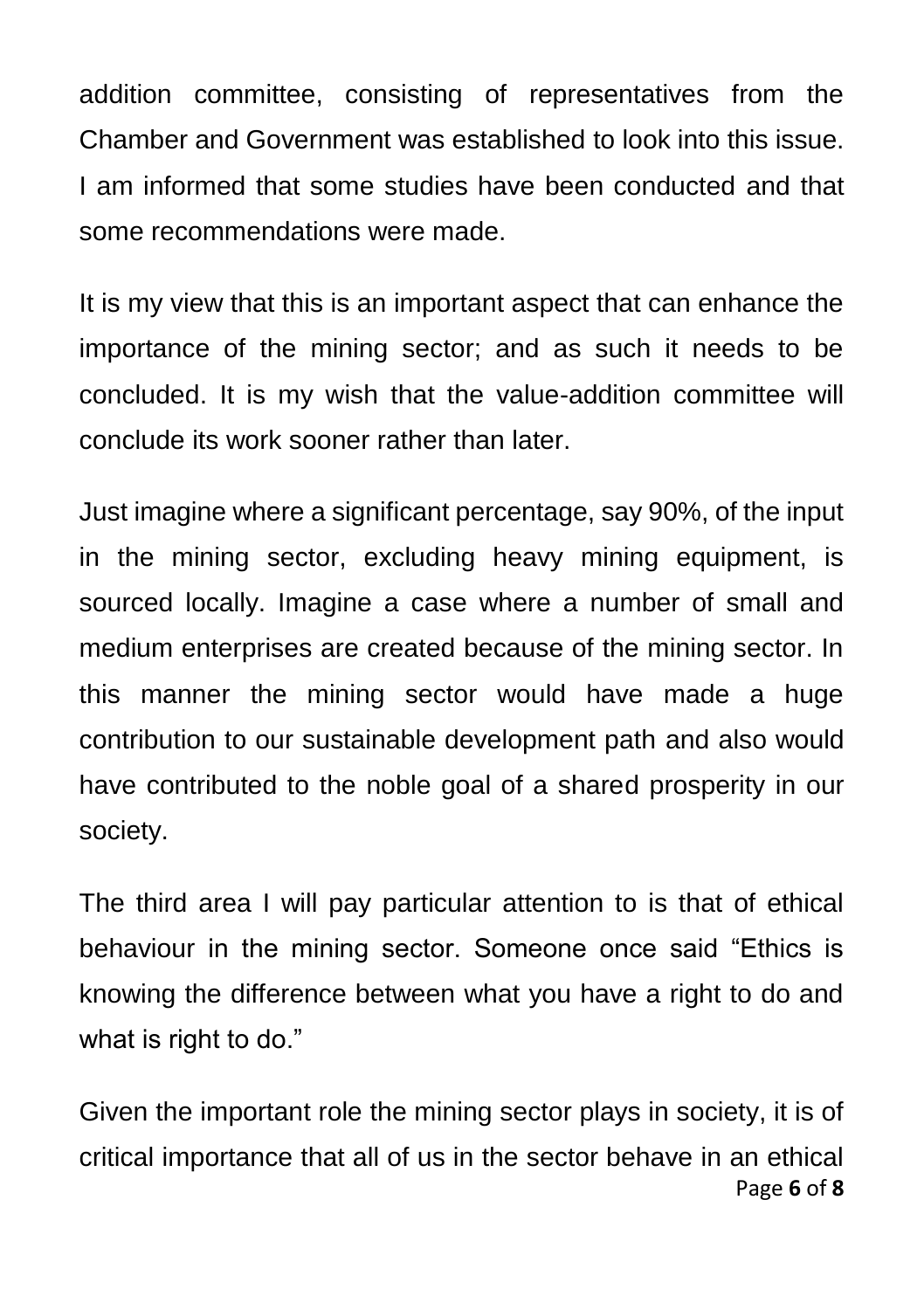addition committee, consisting of representatives from the Chamber and Government was established to look into this issue. I am informed that some studies have been conducted and that some recommendations were made.

It is my view that this is an important aspect that can enhance the importance of the mining sector; and as such it needs to be concluded. It is my wish that the value-addition committee will conclude its work sooner rather than later.

Just imagine where a significant percentage, say 90%, of the input in the mining sector, excluding heavy mining equipment, is sourced locally. Imagine a case where a number of small and medium enterprises are created because of the mining sector. In this manner the mining sector would have made a huge contribution to our sustainable development path and also would have contributed to the noble goal of a shared prosperity in our society.

The third area I will pay particular attention to is that of ethical behaviour in the mining sector. Someone once said "Ethics is knowing the difference between what you have a right to do and what is right to do."

Given the important role the mining sector plays in society, it is of critical importance that all of us in the sector behave in an ethical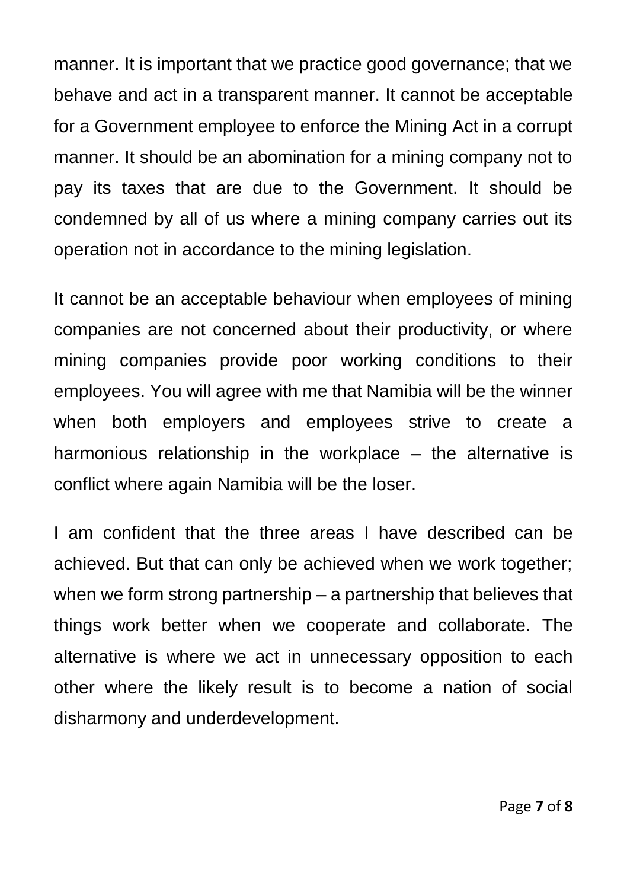manner. It is important that we practice good governance; that we behave and act in a transparent manner. It cannot be acceptable for a Government employee to enforce the Mining Act in a corrupt manner. It should be an abomination for a mining company not to pay its taxes that are due to the Government. It should be condemned by all of us where a mining company carries out its operation not in accordance to the mining legislation.

It cannot be an acceptable behaviour when employees of mining companies are not concerned about their productivity, or where mining companies provide poor working conditions to their employees. You will agree with me that Namibia will be the winner when both employers and employees strive to create a harmonious relationship in the workplace – the alternative is conflict where again Namibia will be the loser.

I am confident that the three areas I have described can be achieved. But that can only be achieved when we work together; when we form strong partnership – a partnership that believes that things work better when we cooperate and collaborate. The alternative is where we act in unnecessary opposition to each other where the likely result is to become a nation of social disharmony and underdevelopment.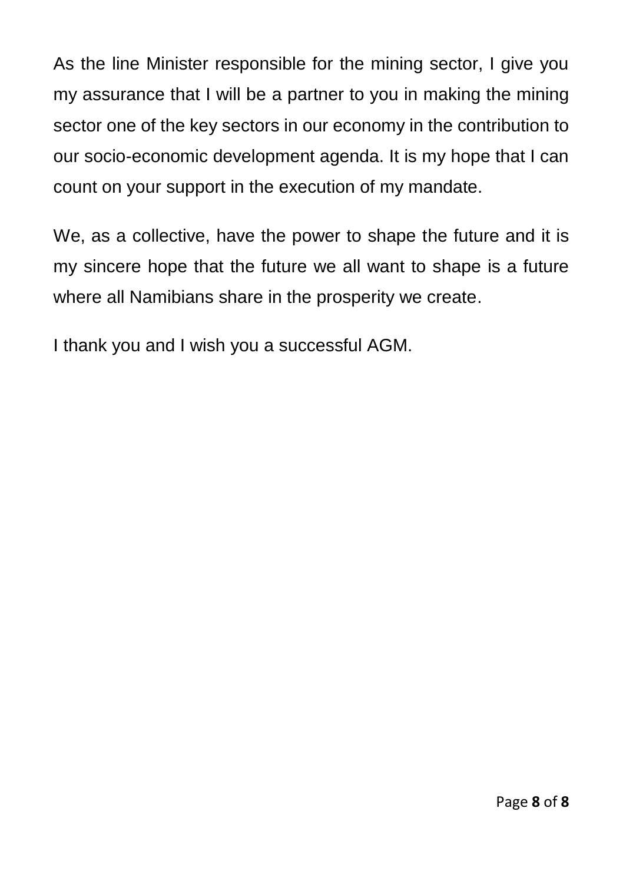As the line Minister responsible for the mining sector, I give you my assurance that I will be a partner to you in making the mining sector one of the key sectors in our economy in the contribution to our socio-economic development agenda. It is my hope that I can count on your support in the execution of my mandate.

We, as a collective, have the power to shape the future and it is my sincere hope that the future we all want to shape is a future where all Namibians share in the prosperity we create.

I thank you and I wish you a successful AGM.